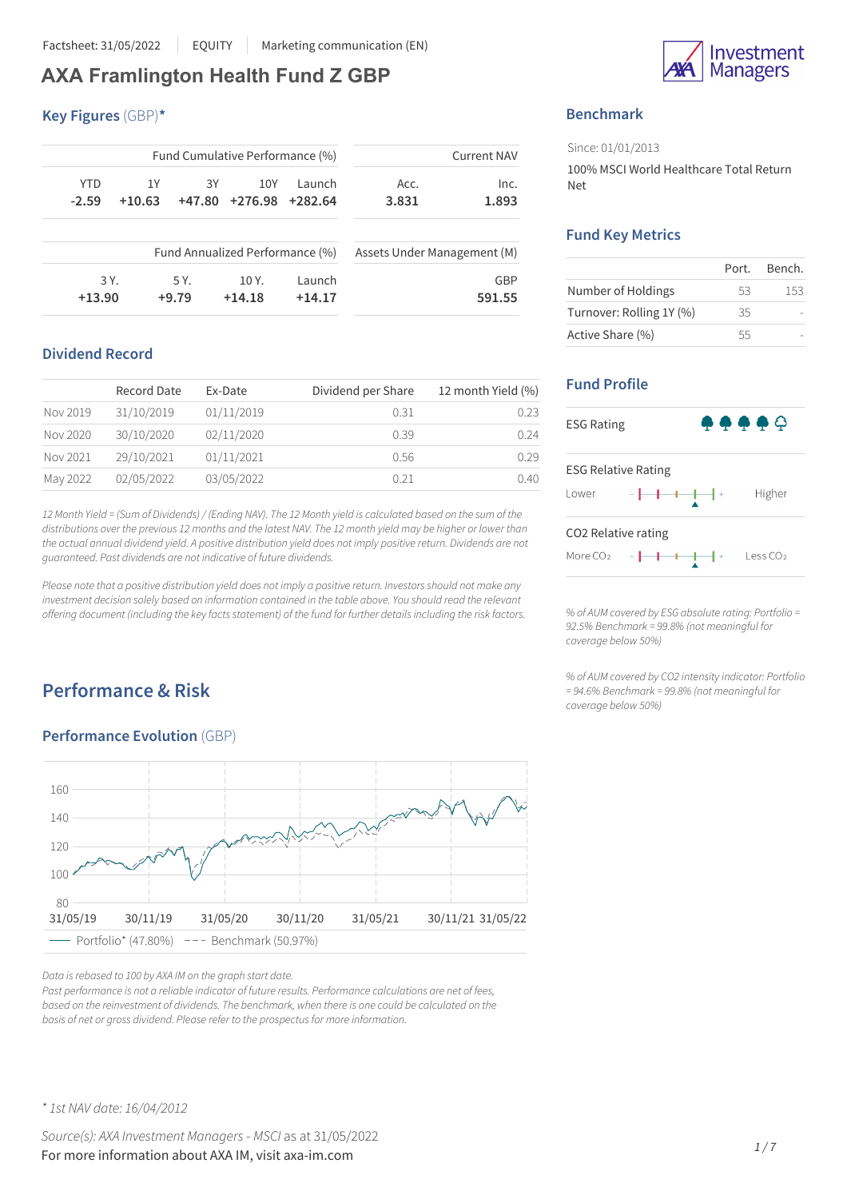Factsheet: 31/05/2022 | EQUITY | Marketing communication (EN)

# AXA Framlington Health Fund Z GBP

## Key Figures (GBP)*

| Fund Cumulative Performance (%) | | | | |
|---|---|---|---|---|
| YTD | 1Y | 3Y | 10Y | Launch |
| -2.59 | +10.63 | +47.80 | +276.98 | +282.64 |

| Current NAV | |
|---|---|
| Acc. | Inc. |
| 3.831 | 1.893 |

| Fund Annualized Performance (%) | | | |
|---|---|---|---|
| 3 Y. | 5 Y. | 10 Y. | Launch |
| +13.90 | +9.79 | +14.18 | +14.17 |

| Assets Under Management (M) |
|---|
| GBP |
| 591.55 |

## Dividend Record

| | Record Date | Ex-Date | Dividend per Share | 12 month Yield (%) |
|---|---|---|---|---|
| Nov 2019 | 31/10/2019 | 01/11/2019 | 0.31 | 0.23 |
| Nov 2020 | 30/10/2020 | 02/11/2020 | 0.39 | 0.24 |
| Nov 2021 | 29/10/2021 | 01/11/2021 | 0.56 | 0.29 |
| May 2022 | 02/05/2022 | 03/05/2022 | 0.21 | 0.40 |

*12 Month Yield = (Sum of Dividends) / (Ending NAV). The 12 Month yield is calculated based on the sum of the distributions over the previous 12 months and the latest NAV. The 12 month yield may be higher or lower than the actual annual dividend yield. A positive distribution yield does not imply positive return. Dividends are not guaranteed. Past dividends are not indicative of future dividends.*

*Please note that a positive distribution yield does not imply a positive return. Investors should not make any investment decision solely based on information contained in the table above. You should read the relevant offering document (including the key facts statement) of the fund for further details including the risk factors.*

## Benchmark

Since: 01/01/2013

100% MSCI World Healthcare Total Return Net

## Fund Key Metrics

| | Port. | Bench. |
|---|---|---|
| Number of Holdings | 53 | 153 |
| Turnover: Rolling 1Y (%) | 35 | - |
| Active Share (%) | 55 | - |

## Fund Profile

ESG Rating

ESG Relative Rating: Lower — Higher

CO2 Relative rating: More $CO_2$ — Less $CO_2$

*% of AUM covered by ESG absolute rating: Portfolio = 92.5% Benchmark = 99.8% (not meaningful for coverage below 50%)*

*% of AUM covered by CO2 intensity indicator: Portfolio = 94.6% Benchmark = 99.8% (not meaningful for coverage below 50%)*

# Performance & Risk

## Performance Evolution (GBP)

Portfolio* (47.80%) — Benchmark (50.97%)

*Data is rebased to 100 by AXA IM on the graph start date.*
*Past performance is not a reliable indicator of future results. Performance calculations are net of fees, based on the reinvestment of dividends. The benchmark, when there is one could be calculated on the basis of net or gross dividend. Please refer to the prospectus for more information.*

*\* 1st NAV date: 16/04/2012*

*Source(s): AXA Investment Managers - MSCI* as at 31/05/2022

For more information about AXA IM, visit axa-im.com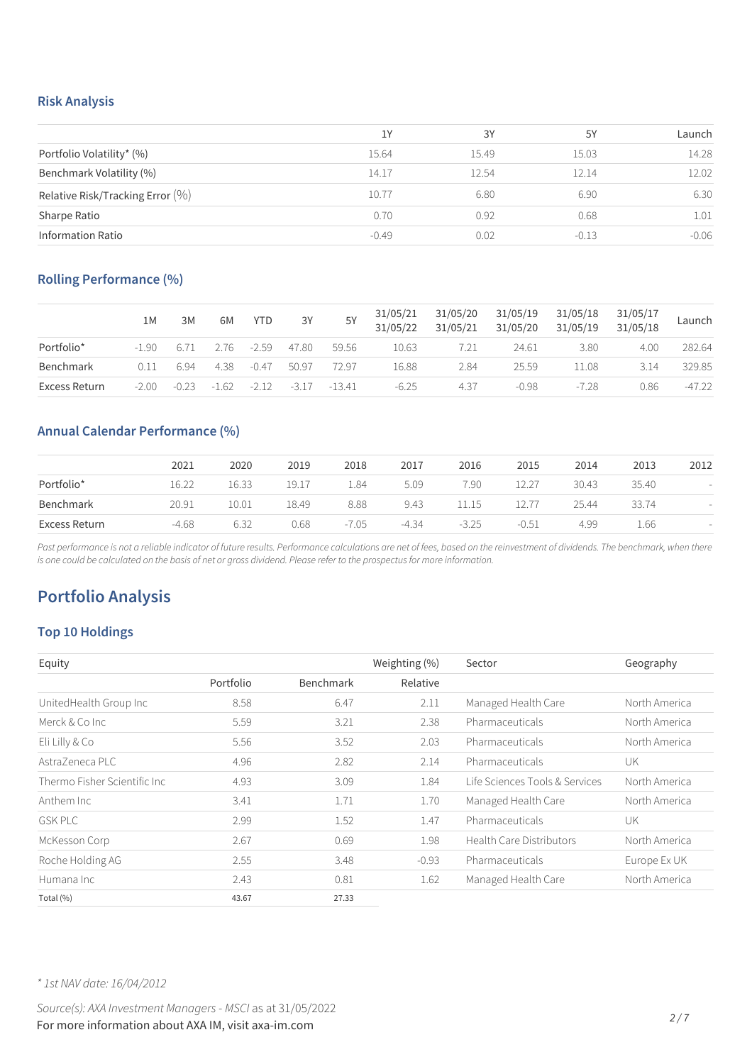## Risk Analysis

| | 1Y | 3Y | 5Y | Launch |
|---|---|---|---|---|
| Portfolio Volatility* (%) | 15.64 | 15.49 | 15.03 | 14.28 |
| Benchmark Volatility (%) | 14.17 | 12.54 | 12.14 | 12.02 |
| Relative Risk/Tracking Error (%) | 10.77 | 6.80 | 6.90 | 6.30 |
| Sharpe Ratio | 0.70 | 0.92 | 0.68 | 1.01 |
| Information Ratio | -0.49 | 0.02 | -0.13 | -0.06 |

## Rolling Performance (%)

| | 1M | 3M | 6M | YTD | 3Y | 5Y | 31/05/21 31/05/22 | 31/05/20 31/05/21 | 31/05/19 31/05/20 | 31/05/18 31/05/19 | 31/05/17 31/05/18 | Launch |
|---|---|---|---|---|---|---|---|---|---|---|---|---|
| Portfolio* | -1.90 | 6.71 | 2.76 | -2.59 | 47.80 | 59.56 | 10.63 | 7.21 | 24.61 | 3.80 | 4.00 | 282.64 |
| Benchmark | 0.11 | 6.94 | 4.38 | -0.47 | 50.97 | 72.97 | 16.88 | 2.84 | 25.59 | 11.08 | 3.14 | 329.85 |
| Excess Return | -2.00 | -0.23 | -1.62 | -2.12 | -3.17 | -13.41 | -6.25 | 4.37 | -0.98 | -7.28 | 0.86 | -47.22 |

## Annual Calendar Performance (%)

| | 2021 | 2020 | 2019 | 2018 | 2017 | 2016 | 2015 | 2014 | 2013 | 2012 |
|---|---|---|---|---|---|---|---|---|---|---|
| Portfolio* | 16.22 | 16.33 | 19.17 | 1.84 | 5.09 | 7.90 | 12.27 | 30.43 | 35.40 | - |
| Benchmark | 20.91 | 10.01 | 18.49 | 8.88 | 9.43 | 11.15 | 12.77 | 25.44 | 33.74 | - |
| Excess Return | -4.68 | 6.32 | 0.68 | -7.05 | -4.34 | -3.25 | -0.51 | 4.99 | 1.66 | - |

*Past performance is not a reliable indicator of future results. Performance calculations are net of fees, based on the reinvestment of dividends. The benchmark, when there is one could be calculated on the basis of net or gross dividend. Please refer to the prospectus for more information.*

# Portfolio Analysis

## Top 10 Holdings

| Equity | Weighting (%) | | | Sector | Geography |
|---|---|---|---|---|---|
| | Portfolio | Benchmark | Relative | | |
| UnitedHealth Group Inc | 8.58 | 6.47 | 2.11 | Managed Health Care | North America |
| Merck & Co Inc | 5.59 | 3.21 | 2.38 | Pharmaceuticals | North America |
| Eli Lilly & Co | 5.56 | 3.52 | 2.03 | Pharmaceuticals | North America |
| AstraZeneca PLC | 4.96 | 2.82 | 2.14 | Pharmaceuticals | UK |
| Thermo Fisher Scientific Inc | 4.93 | 3.09 | 1.84 | Life Sciences Tools & Services | North America |
| Anthem Inc | 3.41 | 1.71 | 1.70 | Managed Health Care | North America |
| GSK PLC | 2.99 | 1.52 | 1.47 | Pharmaceuticals | UK |
| McKesson Corp | 2.67 | 0.69 | 1.98 | Health Care Distributors | North America |
| Roche Holding AG | 2.55 | 3.48 | -0.93 | Pharmaceuticals | Europe Ex UK |
| Humana Inc | 2.43 | 0.81 | 1.62 | Managed Health Care | North America |
| Total (%) | 43.67 | 27.33 | | | |

*\* 1st NAV date: 16/04/2012*

*Source(s): AXA Investment Managers - MSCI* as at 31/05/2022

For more information about AXA IM, visit axa-im.com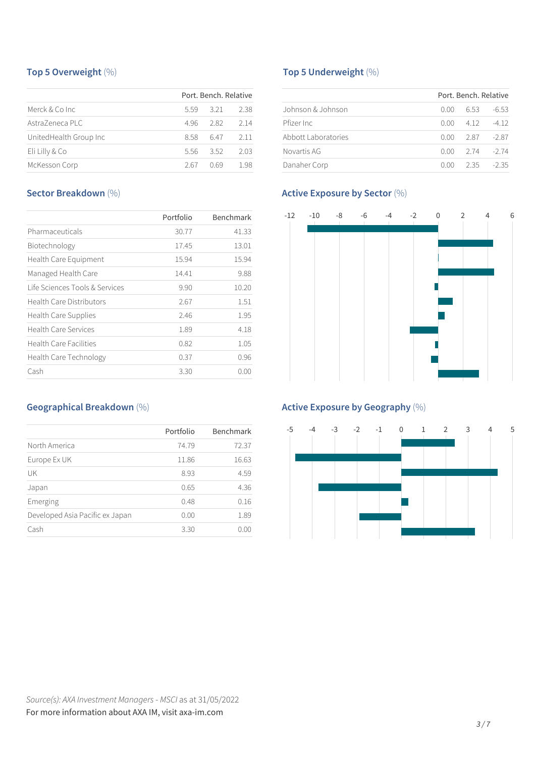## Top 5 Overweight (%)

| | Port. | Bench. | Relative |
|---|---|---|---|
| Merck & Co Inc | 5.59 | 3.21 | 2.38 |
| AstraZeneca PLC | 4.96 | 2.82 | 2.14 |
| UnitedHealth Group Inc | 8.58 | 6.47 | 2.11 |
| Eli Lilly & Co | 5.56 | 3.52 | 2.03 |
| McKesson Corp | 2.67 | 0.69 | 1.98 |

## Top 5 Underweight (%)

| | Port. | Bench. | Relative |
|---|---|---|---|
| Johnson & Johnson | 0.00 | 6.53 | -6.53 |
| Pfizer Inc | 0.00 | 4.12 | -4.12 |
| Abbott Laboratories | 0.00 | 2.87 | -2.87 |
| Novartis AG | 0.00 | 2.74 | -2.74 |
| Danaher Corp | 0.00 | 2.35 | -2.35 |

## Sector Breakdown (%)

| | Portfolio | Benchmark |
|---|---|---|
| Pharmaceuticals | 30.77 | 41.33 |
| Biotechnology | 17.45 | 13.01 |
| Health Care Equipment | 15.94 | 15.94 |
| Managed Health Care | 14.41 | 9.88 |
| Life Sciences Tools & Services | 9.90 | 10.20 |
| Health Care Distributors | 2.67 | 1.51 |
| Health Care Supplies | 2.46 | 1.95 |
| Health Care Services | 1.89 | 4.18 |
| Health Care Facilities | 0.82 | 1.05 |
| Health Care Technology | 0.37 | 0.96 |
| Cash | 3.30 | 0.00 |

## Active Exposure by Sector (%)

## Geographical Breakdown (%)

| | Portfolio | Benchmark |
|---|---|---|
| North America | 74.79 | 72.37 |
| Europe Ex UK | 11.86 | 16.63 |
| UK | 8.93 | 4.59 |
| Japan | 0.65 | 4.36 |
| Emerging | 0.48 | 0.16 |
| Developed Asia Pacific ex Japan | 0.00 | 1.89 |
| Cash | 3.30 | 0.00 |

## Active Exposure by Geography (%)

*Source(s): AXA Investment Managers - MSCI* as at 31/05/2022

For more information about AXA IM, visit axa-im.com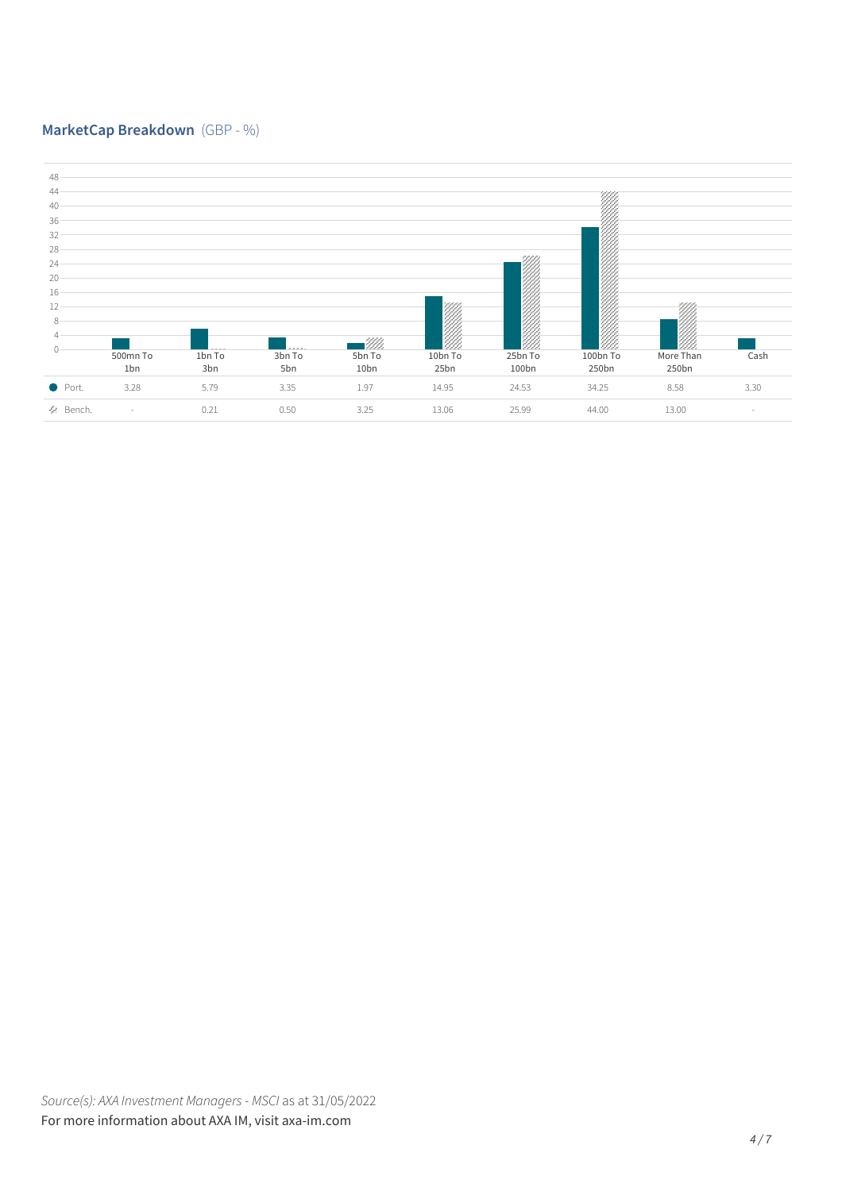## MarketCap Breakdown (GBP - %)

| | 500mn To 1bn | 1bn To 3bn | 3bn To 5bn | 5bn To 10bn | 10bn To 25bn | 25bn To 100bn | 100bn To 250bn | More Than 250bn | Cash |
|---|---|---|---|---|---|---|---|---|---|
| Port. | 3.28 | 5.79 | 3.35 | 1.97 | 14.95 | 24.53 | 34.25 | 8.58 | 3.30 |
| Bench. | - | 0.21 | 0.50 | 3.25 | 13.06 | 25.99 | 44.00 | 13.00 | - |

*Source(s): AXA Investment Managers - MSCI* as at 31/05/2022

For more information about AXA IM, visit axa-im.com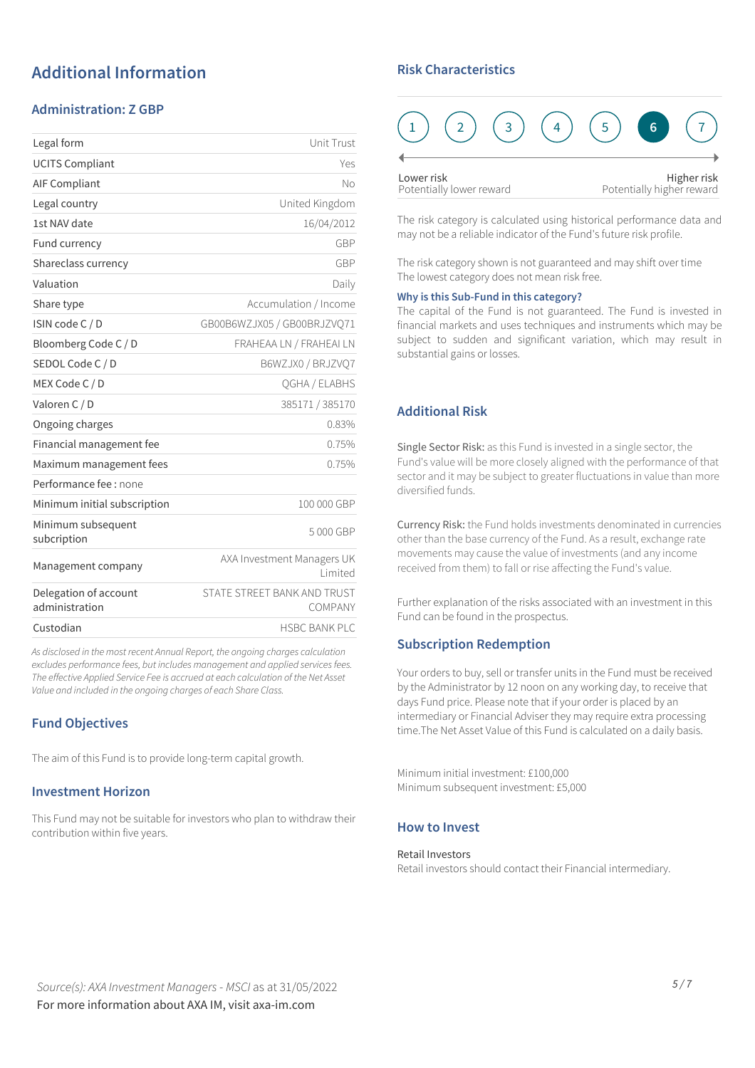## Additional Information

### Administration: Z GBP

| | |
|---|---|
| Legal form | Unit Trust |
| UCITS Compliant | Yes |
| AIF Compliant | No |
| Legal country | United Kingdom |
| 1st NAV date | 16/04/2012 |
| Fund currency | GBP |
| Shareclass currency | GBP |
| Valuation | Daily |
| Share type | Accumulation / Income |
| ISIN code C / D | GB00B6WZJX05 / GB00BRJZVQ71 |
| Bloomberg Code C / D | FRAHEAA LN / FRAHEAI LN |
| SEDOL Code C / D | B6WZJX0 / BRJZVQ7 |
| MEX Code C / D | QGHA / ELABHS |
| Valoren C / D | 385171 / 385170 |
| Ongoing charges | 0.83% |
| Financial management fee | 0.75% |
| Maximum management fees | 0.75% |
| Performance fee : none | |
| Minimum initial subscription | 100 000 GBP |
| Minimum subsequent subcription | 5 000 GBP |
| Management company | AXA Investment Managers UK Limited |
| Delegation of account administration | STATE STREET BANK AND TRUST COMPANY |
| Custodian | HSBC BANK PLC |

*As disclosed in the most recent Annual Report, the ongoing charges calculation excludes performance fees, but includes management and applied services fees. The effective Applied Service Fee is accrued at each calculation of the Net Asset Value and included in the ongoing charges of each Share Class.*

### Fund Objectives

The aim of this Fund is to provide long-term capital growth.

### Investment Horizon

This Fund may not be suitable for investors who plan to withdraw their contribution within five years.

### Risk Characteristics

1 | 2 | 3 | 4 | 5 | **6** | 7

Lower risk — Potentially lower reward | Higher risk — Potentially higher reward

The risk category is calculated using historical performance data and may not be a reliable indicator of the Fund's future risk profile.

The risk category shown is not guaranteed and may shift over time
The lowest category does not mean risk free.

**Why is this Sub-Fund in this category?**
The capital of the Fund is not guaranteed. The Fund is invested in financial markets and uses techniques and instruments which may be subject to sudden and significant variation, which may result in substantial gains or losses.

### Additional Risk

Single Sector Risk: as this Fund is invested in a single sector, the Fund's value will be more closely aligned with the performance of that sector and it may be subject to greater fluctuations in value than more diversified funds.

Currency Risk: the Fund holds investments denominated in currencies other than the base currency of the Fund. As a result, exchange rate movements may cause the value of investments (and any income received from them) to fall or rise affecting the Fund's value.

Further explanation of the risks associated with an investment in this Fund can be found in the prospectus.

### Subscription Redemption

Your orders to buy, sell or transfer units in the Fund must be received by the Administrator by 12 noon on any working day, to receive that days Fund price. Please note that if your order is placed by an intermediary or Financial Adviser they may require extra processing time.The Net Asset Value of this Fund is calculated on a daily basis.

Minimum initial investment: £100,000
Minimum subsequent investment: £5,000

### How to Invest

Retail Investors
Retail investors should contact their Financial intermediary.

*Source(s): AXA Investment Managers - MSCI* as at 31/05/2022
For more information about AXA IM, visit axa-im.com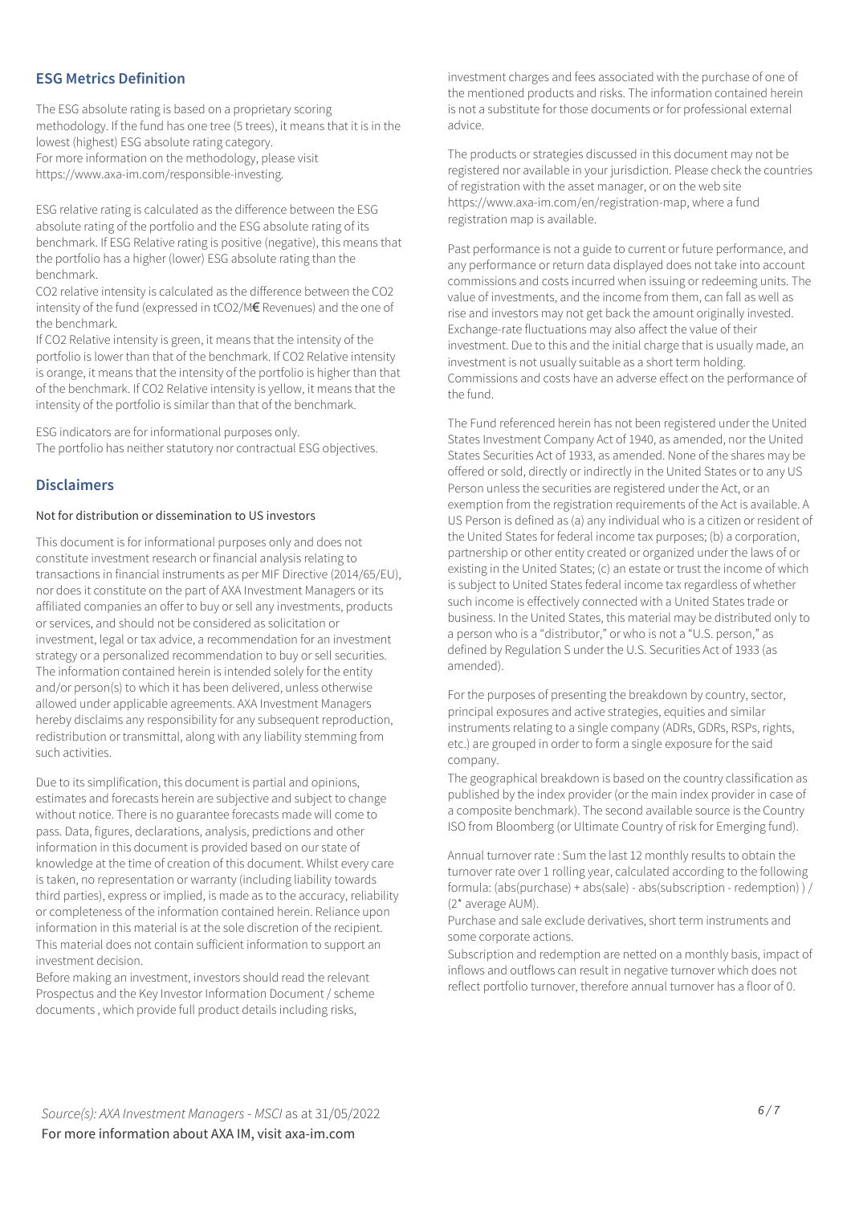## ESG Metrics Definition

The ESG absolute rating is based on a proprietary scoring methodology. If the fund has one tree (5 trees), it means that it is in the lowest (highest) ESG absolute rating category.
For more information on the methodology, please visit https://www.axa-im.com/responsible-investing.

ESG relative rating is calculated as the difference between the ESG absolute rating of the portfolio and the ESG absolute rating of its benchmark. If ESG Relative rating is positive (negative), this means that the portfolio has a higher (lower) ESG absolute rating than the benchmark.
$CO_2$ relative intensity is calculated as the difference between the $CO_2$ intensity of the fund (expressed in $tCO_2$/M€ Revenues) and the one of the benchmark.
If $CO_2$ Relative intensity is green, it means that the intensity of the portfolio is lower than that of the benchmark. If $CO_2$ Relative intensity is orange, it means that the intensity of the portfolio is higher than that of the benchmark. If $CO_2$ Relative intensity is yellow, it means that the intensity of the portfolio is similar than that of the benchmark.

ESG indicators are for informational purposes only.
The portfolio has neither statutory nor contractual ESG objectives.

## Disclaimers

Not for distribution or dissemination to US investors

This document is for informational purposes only and does not constitute investment research or financial analysis relating to transactions in financial instruments as per MIF Directive (2014/65/EU), nor does it constitute on the part of AXA Investment Managers or its affiliated companies an offer to buy or sell any investments, products or services, and should not be considered as solicitation or investment, legal or tax advice, a recommendation for an investment strategy or a personalized recommendation to buy or sell securities. The information contained herein is intended solely for the entity and/or person(s) to which it has been delivered, unless otherwise allowed under applicable agreements. AXA Investment Managers hereby disclaims any responsibility for any subsequent reproduction, redistribution or transmittal, along with any liability stemming from such activities.

Due to its simplification, this document is partial and opinions, estimates and forecasts herein are subjective and subject to change without notice. There is no guarantee forecasts made will come to pass. Data, figures, declarations, analysis, predictions and other information in this document is provided based on our state of knowledge at the time of creation of this document. Whilst every care is taken, no representation or warranty (including liability towards third parties), express or implied, is made as to the accuracy, reliability or completeness of the information contained herein. Reliance upon information in this material is at the sole discretion of the recipient. This material does not contain sufficient information to support an investment decision.
Before making an investment, investors should read the relevant Prospectus and the Key Investor Information Document / scheme documents , which provide full product details including risks, investment charges and fees associated with the purchase of one of the mentioned products and risks. The information contained herein is not a substitute for those documents or for professional external advice.

The products or strategies discussed in this document may not be registered nor available in your jurisdiction. Please check the countries of registration with the asset manager, or on the web site https://www.axa-im.com/en/registration-map, where a fund registration map is available.

Past performance is not a guide to current or future performance, and any performance or return data displayed does not take into account commissions and costs incurred when issuing or redeeming units. The value of investments, and the income from them, can fall as well as rise and investors may not get back the amount originally invested. Exchange-rate fluctuations may also affect the value of their investment. Due to this and the initial charge that is usually made, an investment is not usually suitable as a short term holding. Commissions and costs have an adverse effect on the performance of the fund.

The Fund referenced herein has not been registered under the United States Investment Company Act of 1940, as amended, nor the United States Securities Act of 1933, as amended. None of the shares may be offered or sold, directly or indirectly in the United States or to any US Person unless the securities are registered under the Act, or an exemption from the registration requirements of the Act is available. A US Person is defined as (a) any individual who is a citizen or resident of the United States for federal income tax purposes; (b) a corporation, partnership or other entity created or organized under the laws of or existing in the United States; (c) an estate or trust the income of which is subject to United States federal income tax regardless of whether such income is effectively connected with a United States trade or business. In the United States, this material may be distributed only to a person who is a "distributor," or who is not a "U.S. person," as defined by Regulation S under the U.S. Securities Act of 1933 (as amended).

For the purposes of presenting the breakdown by country, sector, principal exposures and active strategies, equities and similar instruments relating to a single company (ADRs, GDRs, RSPs, rights, etc.) are grouped in order to form a single exposure for the said company.
The geographical breakdown is based on the country classification as published by the index provider (or the main index provider in case of a composite benchmark). The second available source is the Country ISO from Bloomberg (or Ultimate Country of risk for Emerging fund).

Annual turnover rate : Sum the last 12 monthly results to obtain the turnover rate over 1 rolling year, calculated according to the following formula: (abs(purchase) + abs(sale) - abs(subscription - redemption) ) / (2* average AUM).
Purchase and sale exclude derivatives, short term instruments and some corporate actions.
Subscription and redemption are netted on a monthly basis, impact of inflows and outflows can result in negative turnover which does not reflect portfolio turnover, therefore annual turnover has a floor of 0.

*Source(s): AXA Investment Managers - MSCI* as at 31/05/2022
For more information about AXA IM, visit axa-im.com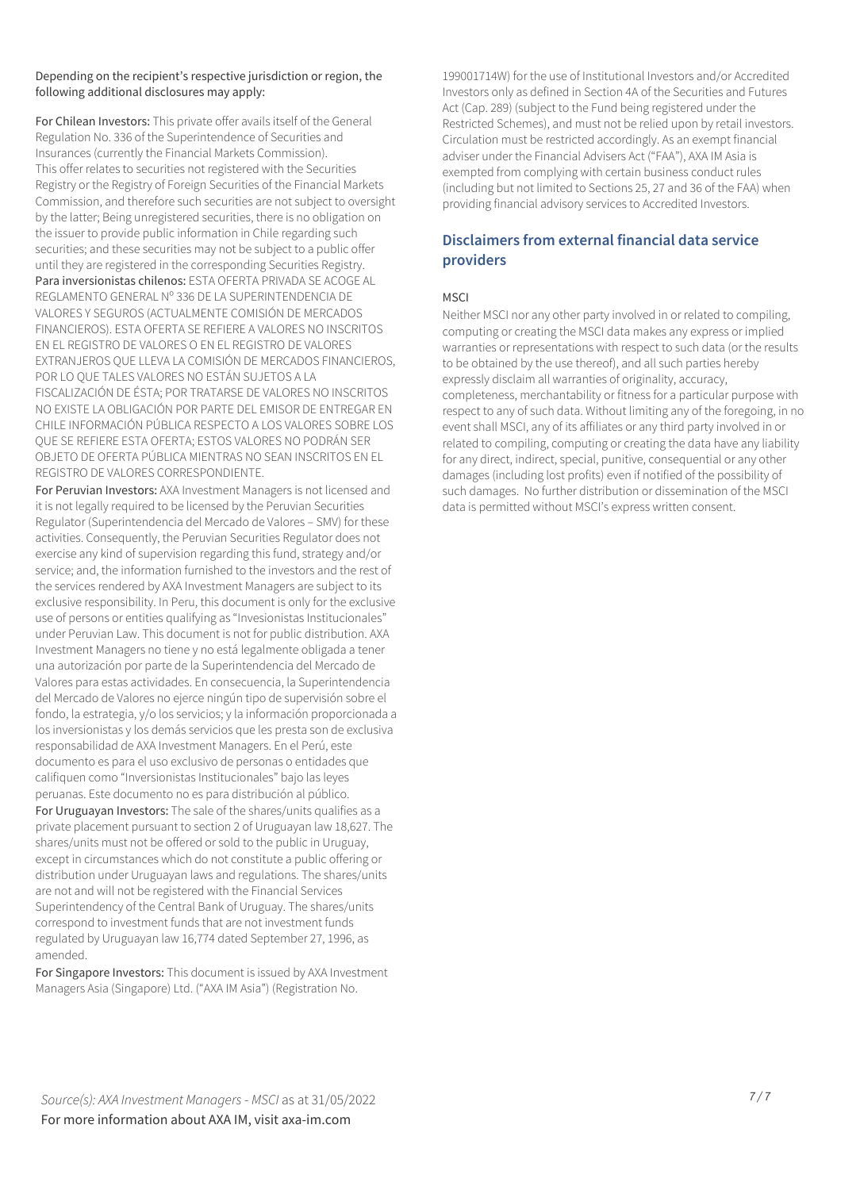Depending on the recipient's respective jurisdiction or region, the following additional disclosures may apply:

**For Chilean Investors:** This private offer avails itself of the General Regulation No. 336 of the Superintendence of Securities and Insurances (currently the Financial Markets Commission). This offer relates to securities not registered with the Securities Registry or the Registry of Foreign Securities of the Financial Markets Commission, and therefore such securities are not subject to oversight by the latter; Being unregistered securities, there is no obligation on the issuer to provide public information in Chile regarding such securities; and these securities may not be subject to a public offer until they are registered in the corresponding Securities Registry.
**Para inversionistas chilenos:** ESTA OFERTA PRIVADA SE ACOGE AL REGLAMENTO GENERAL Nº 336 DE LA SUPERINTENDENCIA DE VALORES Y SEGUROS (ACTUALMENTE COMISIÓN DE MERCADOS FINANCIEROS). ESTA OFERTA SE REFIERE A VALORES NO INSCRITOS EN EL REGISTRO DE VALORES O EN EL REGISTRO DE VALORES EXTRANJEROS QUE LLEVA LA COMISIÓN DE MERCADOS FINANCIEROS, POR LO QUE TALES VALORES NO ESTÁN SUJETOS A LA FISCALIZACIÓN DE ÉSTA; POR TRATARSE DE VALORES NO INSCRITOS NO EXISTE LA OBLIGACIÓN POR PARTE DEL EMISOR DE ENTREGAR EN CHILE INFORMACIÓN PÚBLICA RESPECTO A LOS VALORES SOBRE LOS QUE SE REFIERE ESTA OFERTA; ESTOS VALORES NO PODRÁN SER OBJETO DE OFERTA PÚBLICA MIENTRAS NO SEAN INSCRITOS EN EL REGISTRO DE VALORES CORRESPONDIENTE.
**For Peruvian Investors:** AXA Investment Managers is not licensed and it is not legally required to be licensed by the Peruvian Securities Regulator (Superintendencia del Mercado de Valores – SMV) for these activities. Consequently, the Peruvian Securities Regulator does not exercise any kind of supervision regarding this fund, strategy and/or service; and, the information furnished to the investors and the rest of the services rendered by AXA Investment Managers are subject to its exclusive responsibility. In Peru, this document is only for the exclusive use of persons or entities qualifying as "Invesionistas Institucionales" under Peruvian Law. This document is not for public distribution. AXA Investment Managers no tiene y no está legalmente obligada a tener una autorización por parte de la Superintendencia del Mercado de Valores para estas actividades. En consecuencia, la Superintendencia del Mercado de Valores no ejerce ningún tipo de supervisión sobre el fondo, la estrategia, y/o los servicios; y la información proporcionada a los inversionistas y los demás servicios que les presta son de exclusiva responsabilidad de AXA Investment Managers. En el Perú, este documento es para el uso exclusivo de personas o entidades que califiquen como "Inversionistas Institucionales" bajo las leyes peruanas. Este documento no es para distribución al público.
**For Uruguayan Investors:** The sale of the shares/units qualifies as a private placement pursuant to section 2 of Uruguayan law 18,627. The shares/units must not be offered or sold to the public in Uruguay, except in circumstances which do not constitute a public offering or distribution under Uruguayan laws and regulations. The shares/units are not and will not be registered with the Financial Services Superintendency of the Central Bank of Uruguay. The shares/units correspond to investment funds that are not investment funds regulated by Uruguayan law 16,774 dated September 27, 1996, as amended.
**For Singapore Investors:** This document is issued by AXA Investment Managers Asia (Singapore) Ltd. ("AXA IM Asia") (Registration No. 199001714W) for the use of Institutional Investors and/or Accredited Investors only as defined in Section 4A of the Securities and Futures Act (Cap. 289) (subject to the Fund being registered under the Restricted Schemes), and must not be relied upon by retail investors. Circulation must be restricted accordingly. As an exempt financial adviser under the Financial Advisers Act ("FAA"), AXA IM Asia is exempted from complying with certain business conduct rules (including but not limited to Sections 25, 27 and 36 of the FAA) when providing financial advisory services to Accredited Investors.

## Disclaimers from external financial data service providers

MSCI

Neither MSCI nor any other party involved in or related to compiling, computing or creating the MSCI data makes any express or implied warranties or representations with respect to such data (or the results to be obtained by the use thereof), and all such parties hereby expressly disclaim all warranties of originality, accuracy, completeness, merchantability or fitness for a particular purpose with respect to any of such data. Without limiting any of the foregoing, in no event shall MSCI, any of its affiliates or any third party involved in or related to compiling, computing or creating the data have any liability for any direct, indirect, special, punitive, consequential or any other damages (including lost profits) even if notified of the possibility of such damages. No further distribution or dissemination of the MSCI data is permitted without MSCI's express written consent.

*Source(s): AXA Investment Managers - MSCI* as at 31/05/2022
For more information about AXA IM, visit axa-im.com